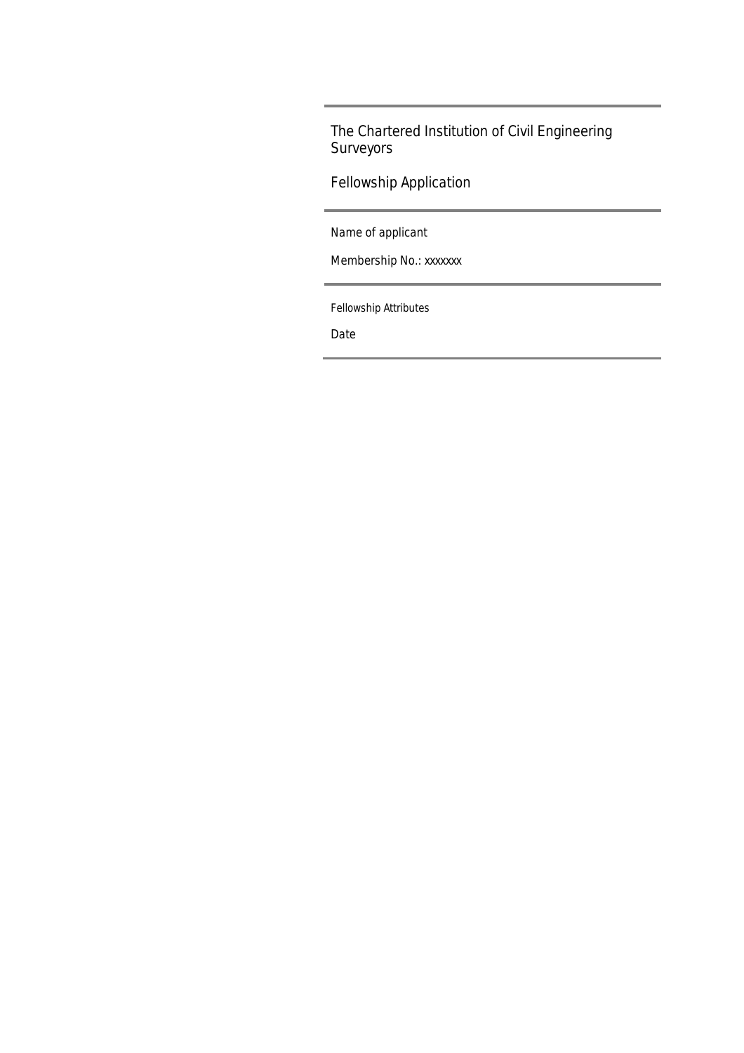# The Chartered Institution of Civil Engineering Surveyors

## Fellowship Application

Name of applicant

Membership No.: xxxxxxx

Fellowship Attributes

Date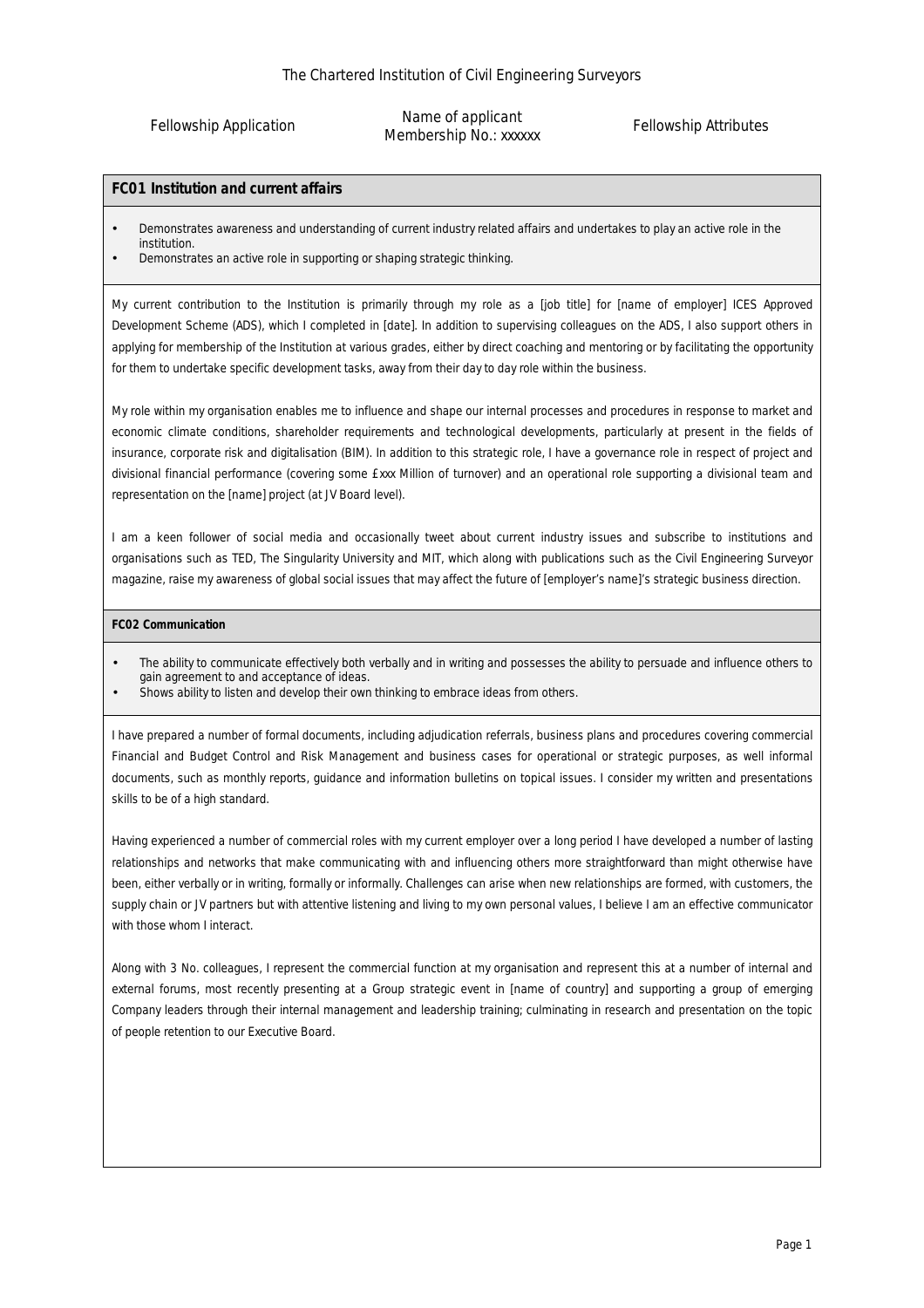The Chartered Institution of Civil Engineering Surveyors

Fellowship Application | Name of applicant Membership No.: xxxxxx | Fellowship Attributes

### FC01 Institution and current affairs

- Demonstrates awareness and understanding of current industry related affairs and undertakes to play an active role in the institution.
- Demonstrates an active role in supporting or shaping strategic thinking.

My current contribution to the Institution is primarily through my role as a [job title] for [name of employer] ICES Approved Development Scheme (ADS), which I completed in [date]. In addition to supervising colleagues on the ADS, I also support others in applying for membership of the Institution at various grades, either by direct coaching and mentoring or by facilitating the opportunity for them to undertake specific development tasks, away from their day to day role within the business.

My role within my organisation enables me to influence and shape our internal processes and procedures in response to market and economic climate conditions, shareholder requirements and technological developments, particularly at present in the fields of insurance, corporate risk and digitalisation (BIM). In addition to this strategic role, I have a governance role in respect of project and divisional financial performance (covering some £xxx Million of turnover) and an operational role supporting a divisional team and representation on the [name] project (at JV Board level).

I am a keen follower of social media and occasionally tweet about current industry issues and subscribe to institutions and organisations such as TED, The Singularity University and MIT, which along with publications such as the Civil Engineering Surveyor magazine, raise my awareness of global social issues that may affect the future of [employer's name]'s strategic business direction.

### FC02 Communication

- The ability to communicate effectively both verbally and in writing and possesses the ability to persuade and influence others to gain agreement to and acceptance of ideas.
- Shows ability to listen and develop their own thinking to embrace ideas from others.

I have prepared a number of formal documents, including adjudication referrals, business plans and procedures covering commercial Financial and Budget Control and Risk Management and business cases for operational or strategic purposes, as well informal documents, such as monthly reports, guidance and information bulletins on topical issues. I consider my written and presentations skills to be of a high standard.

Having experienced a number of commercial roles with my current employer over a long period I have developed a number of lasting relationships and networks that make communicating with and influencing others more straightforward than might otherwise have been, either verbally or in writing, formally or informally. Challenges can arise when new relationships are formed, with customers, the supply chain or JV partners but with attentive listening and living to my own personal values, I believe I am an effective communicator with those whom I interact.

Along with 3 No. colleagues, I represent the commercial function at my organisation and represent this at a number of internal and external forums, most recently presenting at a Group strategic event in [name of country] and supporting a group of emerging Company leaders through their internal management and leadership training; culminating in research and presentation on the topic of people retention to our Executive Board.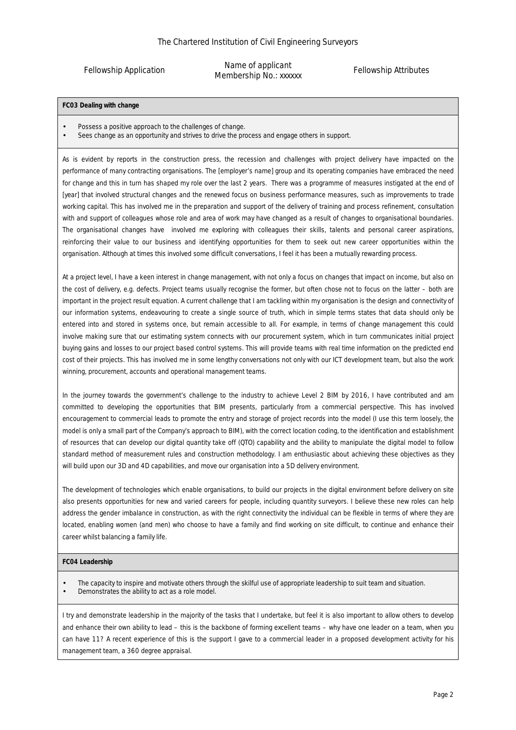**FC03 Dealing with change**

- Possess a positive approach to the challenges of change.
- Sees change as an opportunity and strives to drive the process and engage others in support.

As is evident by reports in the construction press, the recession and challenges with project delivery have impacted on the performance of many contracting organisations. The [employer's name] group and its operating companies have embraced the need for change and this in turn has shaped my role over the last 2 years. There was a programme of measures instigated at the end of [year] that involved structural changes and the renewed focus on business performance measures, such as improvements to trade working capital. This has involved me in the preparation and support of the delivery of training and process refinement, consultation with and support of colleagues whose role and area of work may have changed as a result of changes to organisational boundaries. The organisational changes have involved me exploring with colleagues their skills, talents and personal career aspirations, reinforcing their value to our business and identifying opportunities for them to seek out new career opportunities within the organisation. Although at times this involved some difficult conversations, I feel it has been a mutually rewarding process.

At a project level, I have a keen interest in change management, with not only a focus on changes that impact on income, but also on the cost of delivery, e.g. defects. Project teams usually recognise the former, but often chose not to focus on the latter – both are important in the project result equation. A current challenge that I am tackling within my organisation is the design and connectivity of our information systems, endeavouring to create a single source of truth, which in simple terms states that data should only be entered into and stored in systems once, but remain accessible to all. For example, in terms of change management this could involve making sure that our estimating system connects with our procurement system, which in turn communicates initial project buying gains and losses to our project based control systems. This will provide teams with real time information on the predicted end cost of their projects. This has involved me in some lengthy conversations not only with our ICT development team, but also the work winning, procurement, accounts and operational management teams.

In the journey towards the government's challenge to the industry to achieve Level 2 BIM by 2016, I have contributed and am committed to developing the opportunities that BIM presents, particularly from a commercial perspective. This has involved encouragement to commercial leads to promote the entry and storage of project records into the model (I use this term loosely, the model is only a small part of the Company's approach to BIM), with the correct location coding, to the identification and establishment of resources that can develop our digital quantity take off (QTO) capability and the ability to manipulate the digital model to follow standard method of measurement rules and construction methodology. I am enthusiastic about achieving these objectives as they will build upon our 3D and 4D capabilities, and move our organisation into a 5D delivery environment.

The development of technologies which enable organisations, to build our projects in the digital environment before delivery on site also presents opportunities for new and varied careers for people, including quantity surveyors. I believe these new roles can help address the gender imbalance in construction, as with the right connectivity the individual can be flexible in terms of where they are located, enabling women (and men) who choose to have a family and find working on site difficult, to continue and enhance their career whilst balancing a family life.

**FC04 Leadership**

- The capacity to inspire and motivate others through the skilful use of appropriate leadership to suit team and situation.
- Demonstrates the ability to act as a role model.

I try and demonstrate leadership in the majority of the tasks that I undertake, but feel it is also important to allow others to develop and enhance their own ability to lead – this is the backbone of forming excellent teams – why have one leader on a team, when you can have 11? A recent experience of this is the support I gave to a commercial leader in a proposed development activity for his management team, a 360 degree appraisal.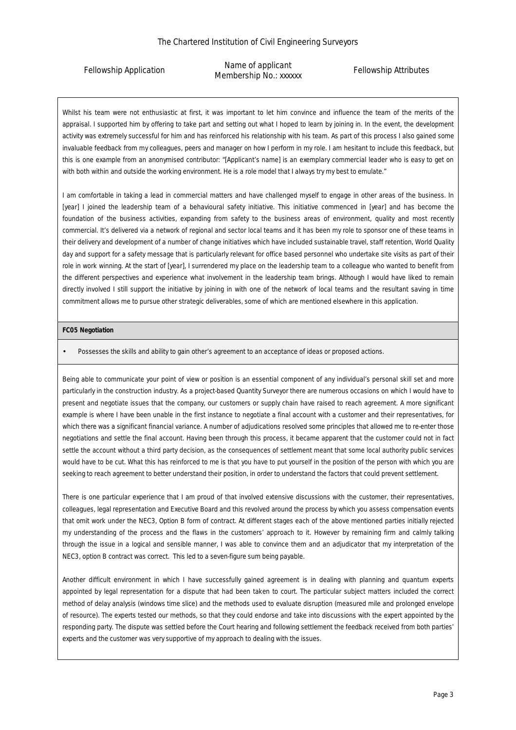Whilst his team were not enthusiastic at first, it was important to let him convince and influence the team of the merits of the appraisal. I supported him by offering to take part and setting out what I hoped to learn by joining in. In the event, the development activity was extremely successful for him and has reinforced his relationship with his team. As part of this process I also gained some invaluable feedback from my colleagues, peers and manager on how I perform in my role. I am hesitant to include this feedback, but this is one example from an anonymised contributor: "[Applicant's name] is an exemplary commercial leader who is easy to get on with both within and outside the working environment. He is a role model that I always try my best to emulate."

I am comfortable in taking a lead in commercial matters and have challenged myself to engage in other areas of the business. In [year] I joined the leadership team of a behavioural safety initiative. This initiative commenced in [year] and has become the foundation of the business activities, expanding from safety to the business areas of environment, quality and most recently commercial. It's delivered via a network of regional and sector local teams and it has been my role to sponsor one of these teams in their delivery and development of a number of change initiatives which have included sustainable travel, staff retention, World Quality day and support for a safety message that is particularly relevant for office based personnel who undertake site visits as part of their role in work winning. At the start of [year], I surrendered my place on the leadership team to a colleague who wanted to benefit from the different perspectives and experience what involvement in the leadership team brings. Although I would have liked to remain directly involved I still support the initiative by joining in with one of the network of local teams and the resultant saving in time commitment allows me to pursue other strategic deliverables, some of which are mentioned elsewhere in this application.

**FC05 Negotiation**

- Possesses the skills and ability to gain other's agreement to an acceptance of ideas or proposed actions.

Being able to communicate your point of view or position is an essential component of any individual's personal skill set and more particularly in the construction industry. As a project-based Quantity Surveyor there are numerous occasions on which I would have to present and negotiate issues that the company, our customers or supply chain have raised to reach agreement. A more significant example is where I have been unable in the first instance to negotiate a final account with a customer and their representatives, for which there was a significant financial variance. A number of adjudications resolved some principles that allowed me to re-enter those negotiations and settle the final account. Having been through this process, it became apparent that the customer could not in fact settle the account without a third party decision, as the consequences of settlement meant that some local authority public services would have to be cut. What this has reinforced to me is that you have to put yourself in the position of the person with which you are seeking to reach agreement to better understand their position, in order to understand the factors that could prevent settlement.

There is one particular experience that I am proud of that involved extensive discussions with the customer, their representatives, colleagues, legal representation and Executive Board and this revolved around the process by which you assess compensation events that omit work under the NEC3, Option B form of contract. At different stages each of the above mentioned parties initially rejected my understanding of the process and the flaws in the customers' approach to it. However by remaining firm and calmly talking through the issue in a logical and sensible manner, I was able to convince them and an adjudicator that my interpretation of the NEC3, option B contract was correct. This led to a seven-figure sum being payable.

Another difficult environment in which I have successfully gained agreement is in dealing with planning and quantum experts appointed by legal representation for a dispute that had been taken to court. The particular subject matters included the correct method of delay analysis (windows time slice) and the methods used to evaluate disruption (measured mile and prolonged envelope of resource). The experts tested our methods, so that they could endorse and take into discussions with the expert appointed by the responding party. The dispute was settled before the Court hearing and following settlement the feedback received from both parties' experts and the customer was very supportive of my approach to dealing with the issues.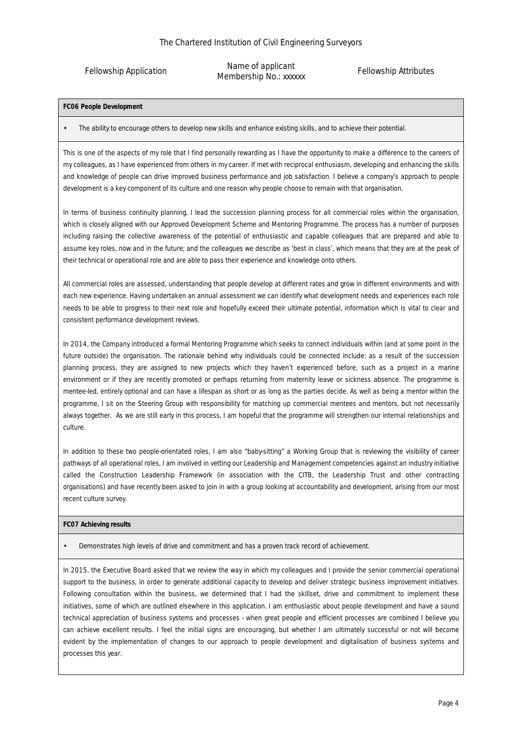## FC06 People Development

- The ability to encourage others to develop new skills and enhance existing skills, and to achieve their potential.

This is one of the aspects of my role that I find personally rewarding as I have the opportunity to make a difference to the careers of my colleagues, as I have experienced from others in my career. If met with reciprocal enthusiasm, developing and enhancing the skills and knowledge of people can drive improved business performance and job satisfaction. I believe a company's approach to people development is a key component of its culture and one reason why people choose to remain with that organisation.

In terms of business continuity planning, I lead the succession planning process for all commercial roles within the organisation, which is closely aligned with our Approved Development Scheme and Mentoring Programme. The process has a number of purposes including raising the collective awareness of the potential of enthusiastic and capable colleagues that are prepared and able to assume key roles, now and in the future; and the colleagues we describe as 'best in class', which means that they are at the peak of their technical or operational role and are able to pass their experience and knowledge onto others.

All commercial roles are assessed, understanding that people develop at different rates and grow in different environments and with each new experience. Having undertaken an annual assessment we can identify what development needs and experiences each role needs to be able to progress to their next role and hopefully exceed their ultimate potential, information which is vital to clear and consistent performance development reviews.

In 2014, the Company introduced a formal Mentoring Programme which seeks to connect individuals within (and at some point in the future outside) the organisation. The rationale behind why individuals could be connected include: as a result of the succession planning process, they are assigned to new projects which they haven't experienced before, such as a project in a marine environment or if they are recently promoted or perhaps returning from maternity leave or sickness absence. The programme is mentee-led, entirely optional and can have a lifespan as short or as long as the parties decide. As well as being a mentor within the programme, I sit on the Steering Group with responsibility for matching up commercial mentees and mentors, but not necessarily always together. As we are still early in this process, I am hopeful that the programme will strengthen our internal relationships and culture.

In addition to these two people-orientated roles, I am also "baby-sitting" a Working Group that is reviewing the visibility of career pathways of all operational roles, I am involved in vetting our Leadership and Management competencies against an industry initiative called the Construction Leadership Framework (in association with the CITB, the Leadership Trust and other contracting organisations) and have recently been asked to join in with a group looking at accountability and development, arising from our most recent culture survey.

## FC07 Achieving results

- Demonstrates high levels of drive and commitment and has a proven track record of achievement.

In 2015, the Executive Board asked that we review the way in which my colleagues and I provide the senior commercial operational support to the business, in order to generate additional capacity to develop and deliver strategic business improvement initiatives. Following consultation within the business, we determined that I had the skillset, drive and commitment to implement these initiatives, some of which are outlined elsewhere in this application. I am enthusiastic about people development and have a sound technical appreciation of business systems and processes - when great people and efficient processes are combined I believe you can achieve excellent results. I feel the initial signs are encouraging, but whether I am ultimately successful or not will become evident by the implementation of changes to our approach to people development and digitalisation of business systems and processes this year.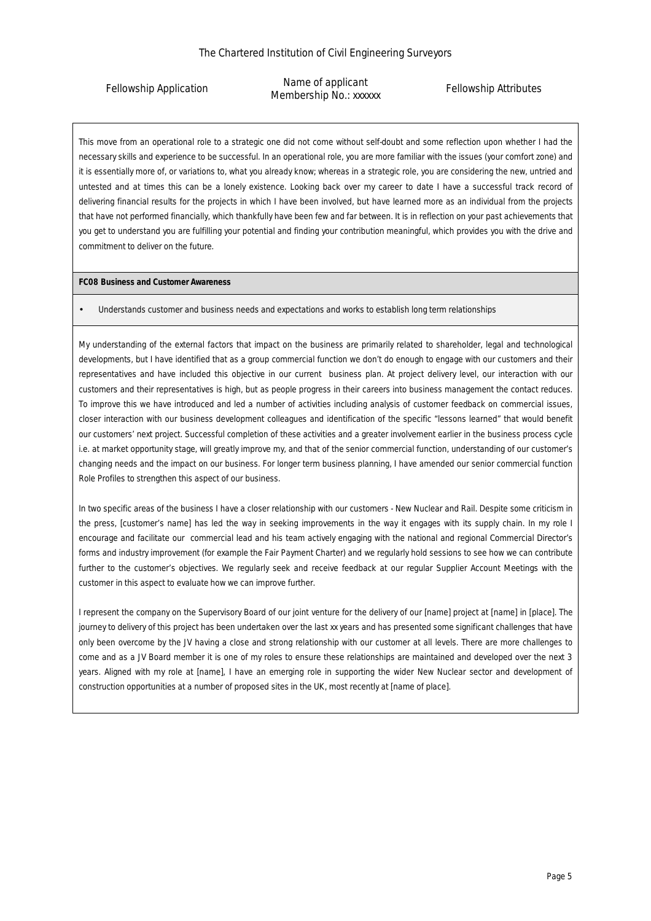This move from an operational role to a strategic one did not come without self-doubt and some reflection upon whether I had the necessary skills and experience to be successful. In an operational role, you are more familiar with the issues (your comfort zone) and it is essentially more of, or variations to, what you already know; whereas in a strategic role, you are considering the new, untried and untested and at times this can be a lonely existence. Looking back over my career to date I have a successful track record of delivering financial results for the projects in which I have been involved, but have learned more as an individual from the projects that have not performed financially, which thankfully have been few and far between. It is in reflection on your past achievements that you get to understand you are fulfilling your potential and finding your contribution meaningful, which provides you with the drive and commitment to deliver on the future.

**FC08 Business and Customer Awareness**

- Understands customer and business needs and expectations and works to establish long term relationships

My understanding of the external factors that impact on the business are primarily related to shareholder, legal and technological developments, but I have identified that as a group commercial function we don't do enough to engage with our customers and their representatives and have included this objective in our current business plan. At project delivery level, our interaction with our customers and their representatives is high, but as people progress in their careers into business management the contact reduces. To improve this we have introduced and led a number of activities including analysis of customer feedback on commercial issues, closer interaction with our business development colleagues and identification of the specific "lessons learned" that would benefit our customers' next project. Successful completion of these activities and a greater involvement earlier in the business process cycle i.e. at market opportunity stage, will greatly improve my, and that of the senior commercial function, understanding of our customer's changing needs and the impact on our business. For longer term business planning, I have amended our senior commercial function Role Profiles to strengthen this aspect of our business.

In two specific areas of the business I have a closer relationship with our customers - New Nuclear and Rail. Despite some criticism in the press, [customer's name] has led the way in seeking improvements in the way it engages with its supply chain. In my role I encourage and facilitate our commercial lead and his team actively engaging with the national and regional Commercial Director's forms and industry improvement (for example the Fair Payment Charter) and we regularly hold sessions to see how we can contribute further to the customer's objectives. We regularly seek and receive feedback at our regular Supplier Account Meetings with the customer in this aspect to evaluate how we can improve further.

I represent the company on the Supervisory Board of our joint venture for the delivery of our [name] project at [name] in [place]. The journey to delivery of this project has been undertaken over the last xx years and has presented some significant challenges that have only been overcome by the JV having a close and strong relationship with our customer at all levels. There are more challenges to come and as a JV Board member it is one of my roles to ensure these relationships are maintained and developed over the next 3 years. Aligned with my role at [name], I have an emerging role in supporting the wider New Nuclear sector and development of construction opportunities at a number of proposed sites in the UK, most recently at [name of place].